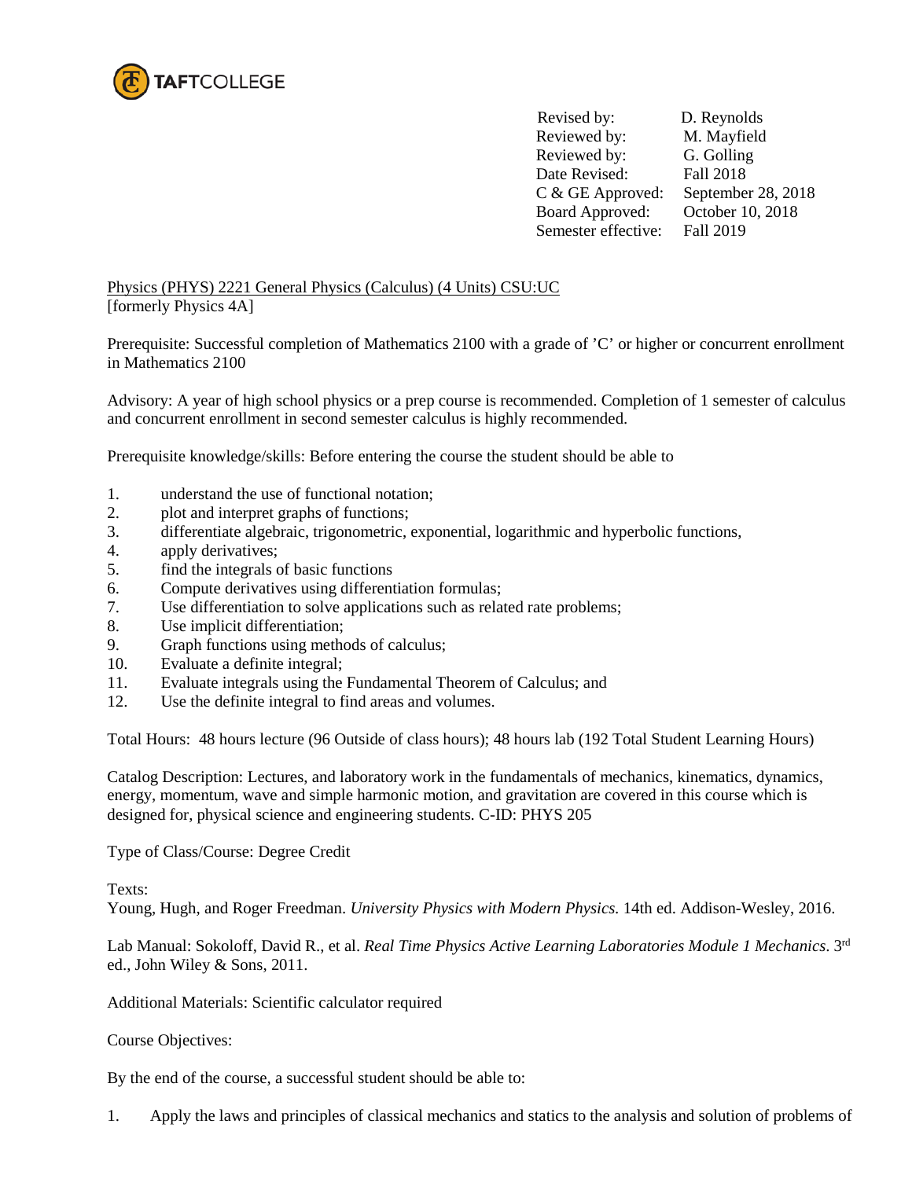TAFTCOLLEGE

| | |
|---|---|
| Revised by: | D. Reynolds |
| Reviewed by: | M. Mayfield |
| Reviewed by: | G. Golling |
| Date Revised: | Fall 2018 |
| C & GE Approved: | September 28, 2018 |
| Board Approved: | October 10, 2018 |
| Semester effective: | Fall 2019 |

Physics (PHYS) 2221 General Physics (Calculus) (4 Units) CSU:UC
[formerly Physics 4A]

Prerequisite: Successful completion of Mathematics 2100 with a grade of 'C' or higher or concurrent enrollment in Mathematics 2100

Advisory: A year of high school physics or a prep course is recommended. Completion of 1 semester of calculus and concurrent enrollment in second semester calculus is highly recommended.

Prerequisite knowledge/skills: Before entering the course the student should be able to

1. understand the use of functional notation;
2. plot and interpret graphs of functions;
3. differentiate algebraic, trigonometric, exponential, logarithmic and hyperbolic functions,
4. apply derivatives;
5. find the integrals of basic functions
6. Compute derivatives using differentiation formulas;
7. Use differentiation to solve applications such as related rate problems;
8. Use implicit differentiation;
9. Graph functions using methods of calculus;
10. Evaluate a definite integral;
11. Evaluate integrals using the Fundamental Theorem of Calculus; and
12. Use the definite integral to find areas and volumes.

Total Hours: 48 hours lecture (96 Outside of class hours); 48 hours lab (192 Total Student Learning Hours)

Catalog Description: Lectures, and laboratory work in the fundamentals of mechanics, kinematics, dynamics, energy, momentum, wave and simple harmonic motion, and gravitation are covered in this course which is designed for, physical science and engineering students. C-ID: PHYS 205

Type of Class/Course: Degree Credit

Texts:
Young, Hugh, and Roger Freedman. *University Physics with Modern Physics.* 14th ed. Addison-Wesley, 2016.

Lab Manual: Sokoloff, David R., et al. *Real Time Physics Active Learning Laboratories Module 1 Mechanics*. 3rd ed., John Wiley & Sons, 2011.

Additional Materials: Scientific calculator required

Course Objectives:

By the end of the course, a successful student should be able to:

1. Apply the laws and principles of classical mechanics and statics to the analysis and solution of problems of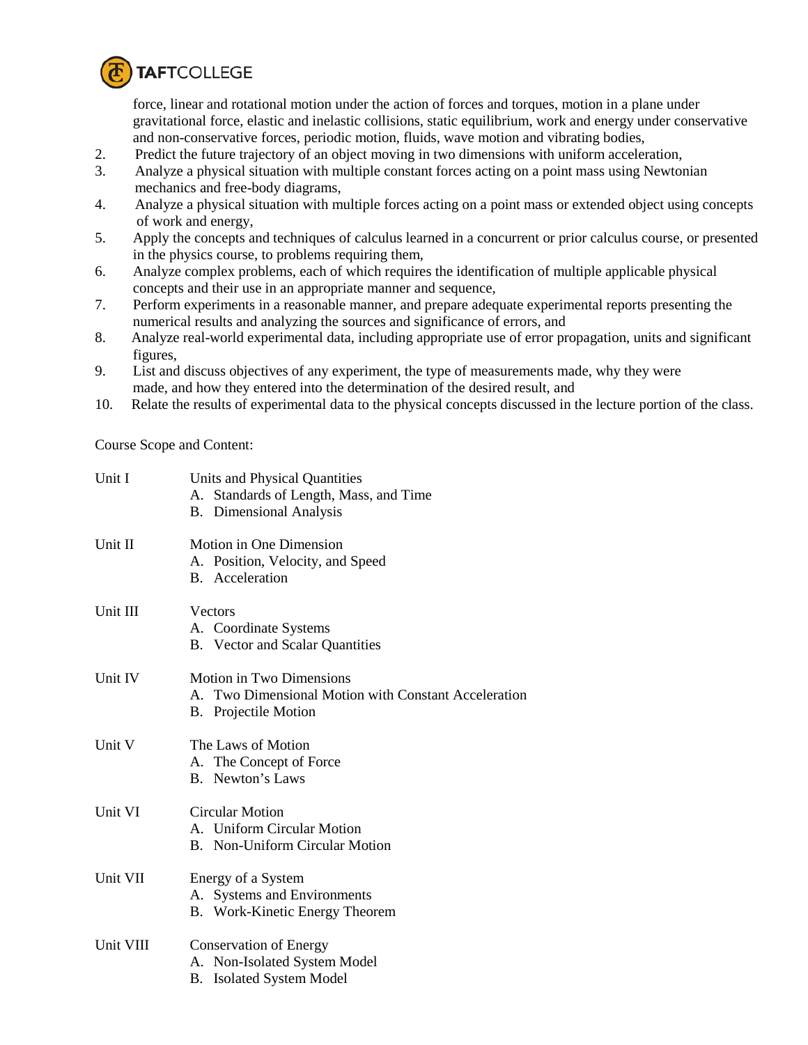force, linear and rotational motion under the action of forces and torques, motion in a plane under gravitational force, elastic and inelastic collisions, static equilibrium, work and energy under conservative and non-conservative forces, periodic motion, fluids, wave motion and vibrating bodies,

2. Predict the future trajectory of an object moving in two dimensions with uniform acceleration,
3. Analyze a physical situation with multiple constant forces acting on a point mass using Newtonian mechanics and free-body diagrams,
4. Analyze a physical situation with multiple forces acting on a point mass or extended object using concepts of work and energy,
5. Apply the concepts and techniques of calculus learned in a concurrent or prior calculus course, or presented in the physics course, to problems requiring them,
6. Analyze complex problems, each of which requires the identification of multiple applicable physical concepts and their use in an appropriate manner and sequence,
7. Perform experiments in a reasonable manner, and prepare adequate experimental reports presenting the numerical results and analyzing the sources and significance of errors, and
8. Analyze real-world experimental data, including appropriate use of error propagation, units and significant figures,
9. List and discuss objectives of any experiment, the type of measurements made, why they were made, and how they entered into the determination of the desired result, and
10. Relate the results of experimental data to the physical concepts discussed in the lecture portion of the class.

Course Scope and Content:

Unit I — Units and Physical Quantities
- A. Standards of Length, Mass, and Time
- B. Dimensional Analysis

Unit II — Motion in One Dimension
- A. Position, Velocity, and Speed
- B. Acceleration

Unit III — Vectors
- A. Coordinate Systems
- B. Vector and Scalar Quantities

Unit IV — Motion in Two Dimensions
- A. Two Dimensional Motion with Constant Acceleration
- B. Projectile Motion

Unit V — The Laws of Motion
- A. The Concept of Force
- B. Newton's Laws

Unit VI — Circular Motion
- A. Uniform Circular Motion
- B. Non-Uniform Circular Motion

Unit VII — Energy of a System
- A. Systems and Environments
- B. Work-Kinetic Energy Theorem

Unit VIII — Conservation of Energy
- A. Non-Isolated System Model
- B. Isolated System Model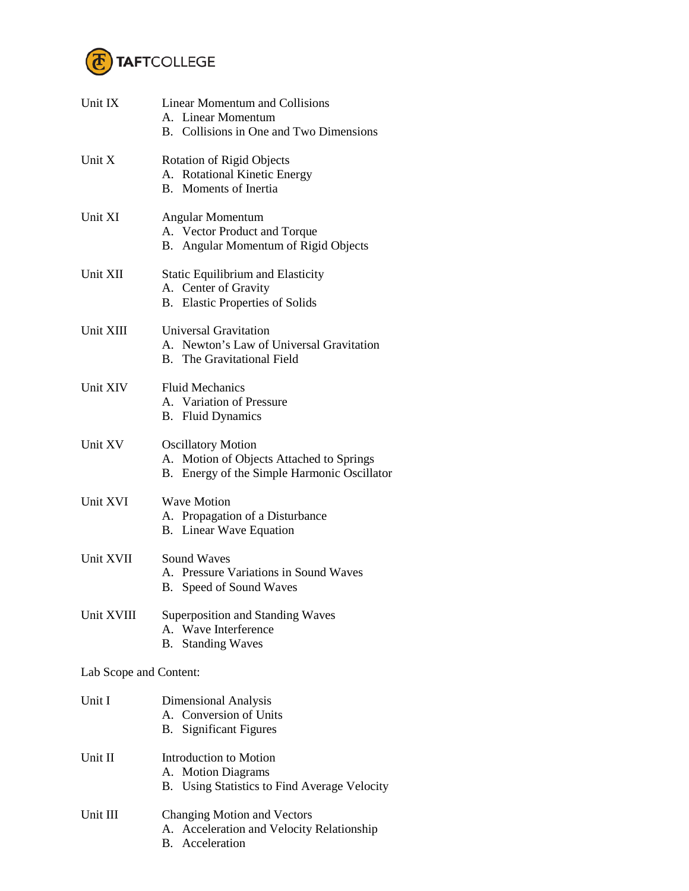Unit IX Linear Momentum and Collisions

A. Linear Momentum
B. Collisions in One and Two Dimensions

Unit X Rotation of Rigid Objects

A. Rotational Kinetic Energy
B. Moments of Inertia

Unit XI Angular Momentum

A. Vector Product and Torque
B. Angular Momentum of Rigid Objects

Unit XII Static Equilibrium and Elasticity

A. Center of Gravity
B. Elastic Properties of Solids

Unit XIII Universal Gravitation

A. Newton's Law of Universal Gravitation
B. The Gravitational Field

Unit XIV Fluid Mechanics

A. Variation of Pressure
B. Fluid Dynamics

Unit XV Oscillatory Motion

A. Motion of Objects Attached to Springs
B. Energy of the Simple Harmonic Oscillator

Unit XVI Wave Motion

A. Propagation of a Disturbance
B. Linear Wave Equation

Unit XVII Sound Waves

A. Pressure Variations in Sound Waves
B. Speed of Sound Waves

Unit XVIII Superposition and Standing Waves

A. Wave Interference
B. Standing Waves

Lab Scope and Content:

Unit I Dimensional Analysis

A. Conversion of Units
B. Significant Figures

Unit II Introduction to Motion

A. Motion Diagrams
B. Using Statistics to Find Average Velocity

Unit III Changing Motion and Vectors

A. Acceleration and Velocity Relationship
B. Acceleration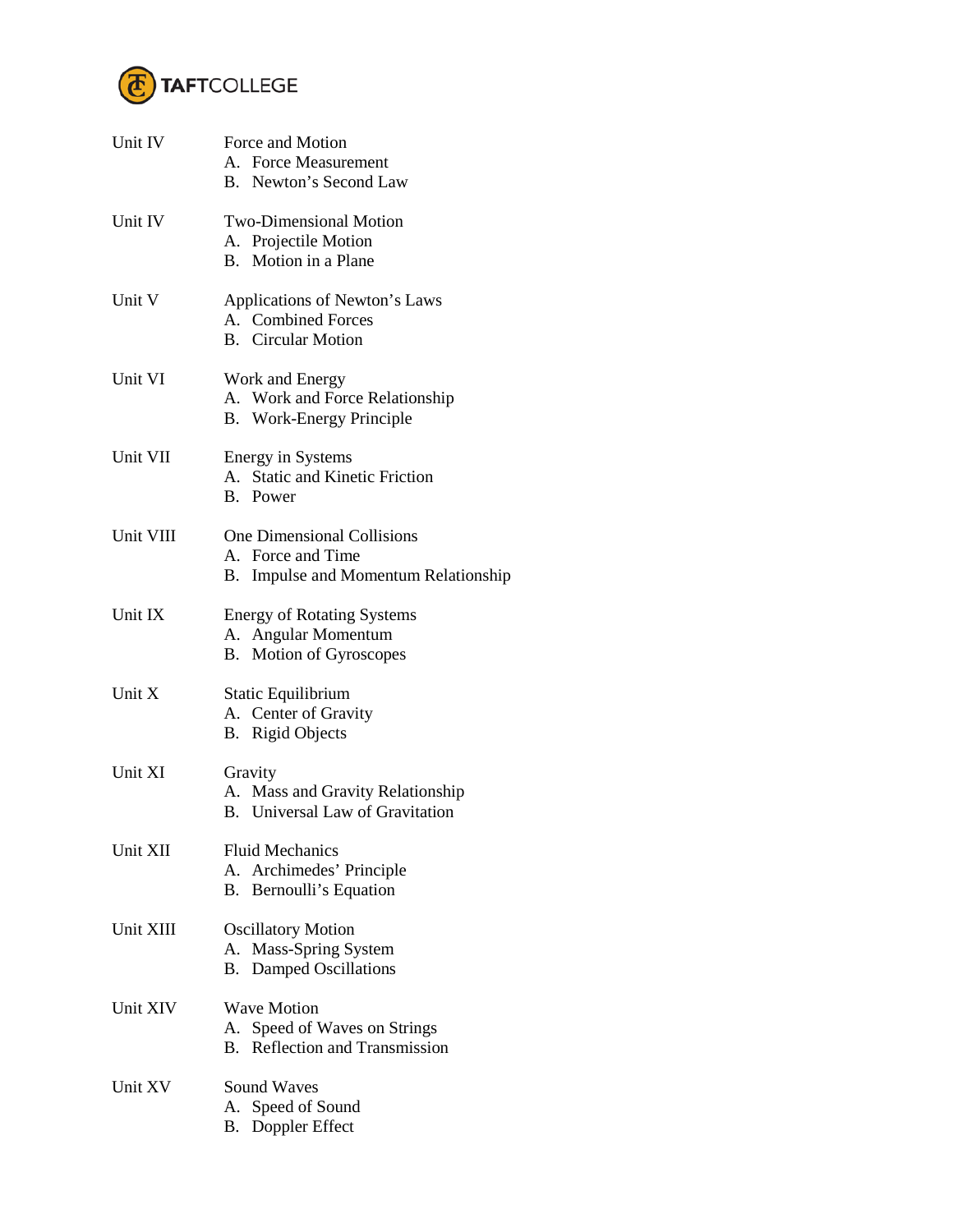Unit IV Force and Motion
- A. Force Measurement
- B. Newton's Second Law

Unit IV Two-Dimensional Motion
- A. Projectile Motion
- B. Motion in a Plane

Unit V Applications of Newton's Laws
- A. Combined Forces
- B. Circular Motion

Unit VI Work and Energy
- A. Work and Force Relationship
- B. Work-Energy Principle

Unit VII Energy in Systems
- A. Static and Kinetic Friction
- B. Power

Unit VIII One Dimensional Collisions
- A. Force and Time
- B. Impulse and Momentum Relationship

Unit IX Energy of Rotating Systems
- A. Angular Momentum
- B. Motion of Gyroscopes

Unit X Static Equilibrium
- A. Center of Gravity
- B. Rigid Objects

Unit XI Gravity
- A. Mass and Gravity Relationship
- B. Universal Law of Gravitation

Unit XII Fluid Mechanics
- A. Archimedes' Principle
- B. Bernoulli's Equation

Unit XIII Oscillatory Motion
- A. Mass-Spring System
- B. Damped Oscillations

Unit XIV Wave Motion
- A. Speed of Waves on Strings
- B. Reflection and Transmission

Unit XV Sound Waves
- A. Speed of Sound
- B. Doppler Effect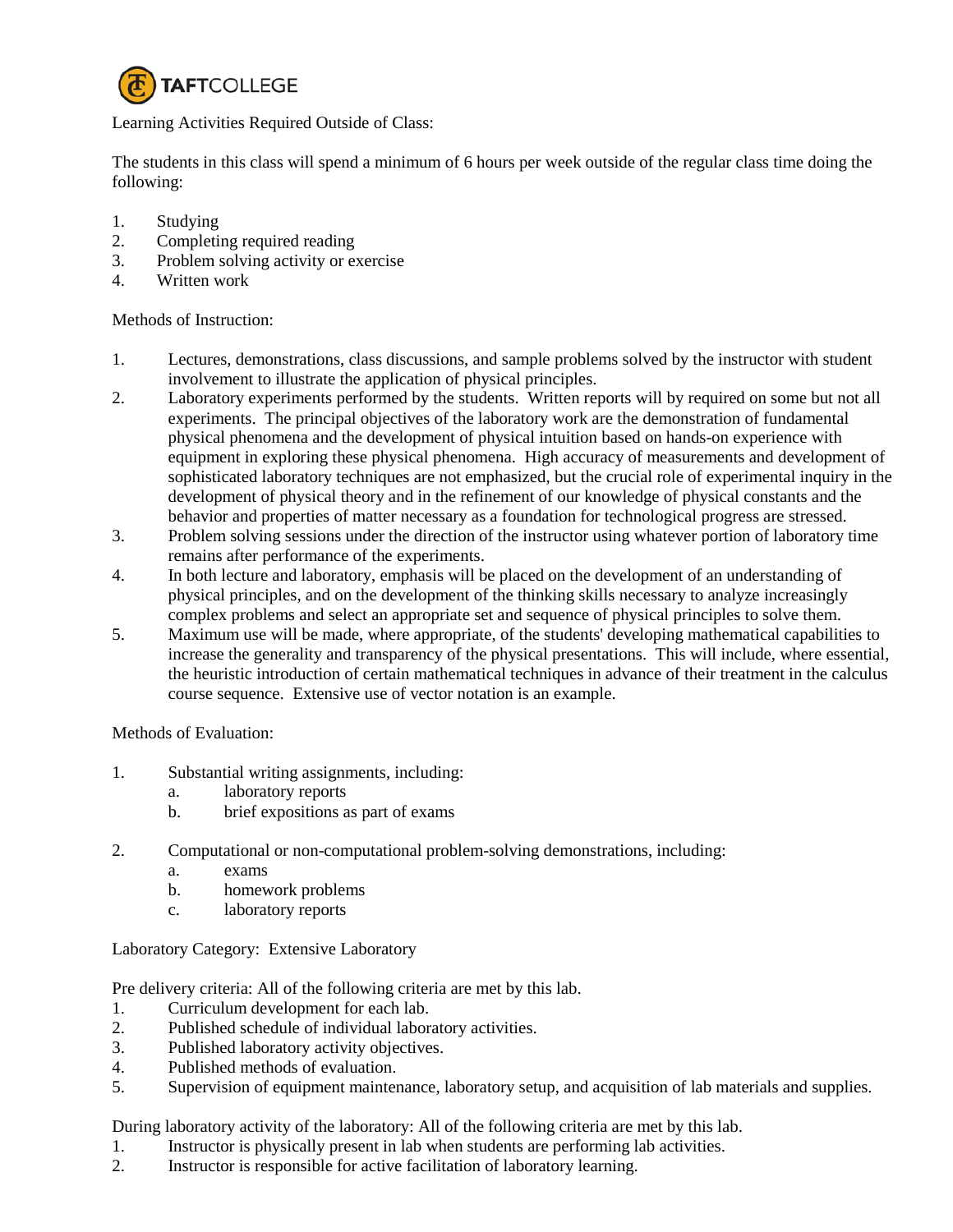Learning Activities Required Outside of Class:

The students in this class will spend a minimum of 6 hours per week outside of the regular class time doing the following:

1. Studying
2. Completing required reading
3. Problem solving activity or exercise
4. Written work

Methods of Instruction:

1. Lectures, demonstrations, class discussions, and sample problems solved by the instructor with student involvement to illustrate the application of physical principles.
2. Laboratory experiments performed by the students. Written reports will by required on some but not all experiments. The principal objectives of the laboratory work are the demonstration of fundamental physical phenomena and the development of physical intuition based on hands-on experience with equipment in exploring these physical phenomena. High accuracy of measurements and development of sophisticated laboratory techniques are not emphasized, but the crucial role of experimental inquiry in the development of physical theory and in the refinement of our knowledge of physical constants and the behavior and properties of matter necessary as a foundation for technological progress are stressed.
3. Problem solving sessions under the direction of the instructor using whatever portion of laboratory time remains after performance of the experiments.
4. In both lecture and laboratory, emphasis will be placed on the development of an understanding of physical principles, and on the development of the thinking skills necessary to analyze increasingly complex problems and select an appropriate set and sequence of physical principles to solve them.
5. Maximum use will be made, where appropriate, of the students' developing mathematical capabilities to increase the generality and transparency of the physical presentations. This will include, where essential, the heuristic introduction of certain mathematical techniques in advance of their treatment in the calculus course sequence. Extensive use of vector notation is an example.

Methods of Evaluation:

1. Substantial writing assignments, including:
   a. laboratory reports
   b. brief expositions as part of exams

2. Computational or non-computational problem-solving demonstrations, including:
   a. exams
   b. homework problems
   c. laboratory reports

Laboratory Category: Extensive Laboratory

Pre delivery criteria: All of the following criteria are met by this lab.

1. Curriculum development for each lab.
2. Published schedule of individual laboratory activities.
3. Published laboratory activity objectives.
4. Published methods of evaluation.
5. Supervision of equipment maintenance, laboratory setup, and acquisition of lab materials and supplies.

During laboratory activity of the laboratory: All of the following criteria are met by this lab.

1. Instructor is physically present in lab when students are performing lab activities.
2. Instructor is responsible for active facilitation of laboratory learning.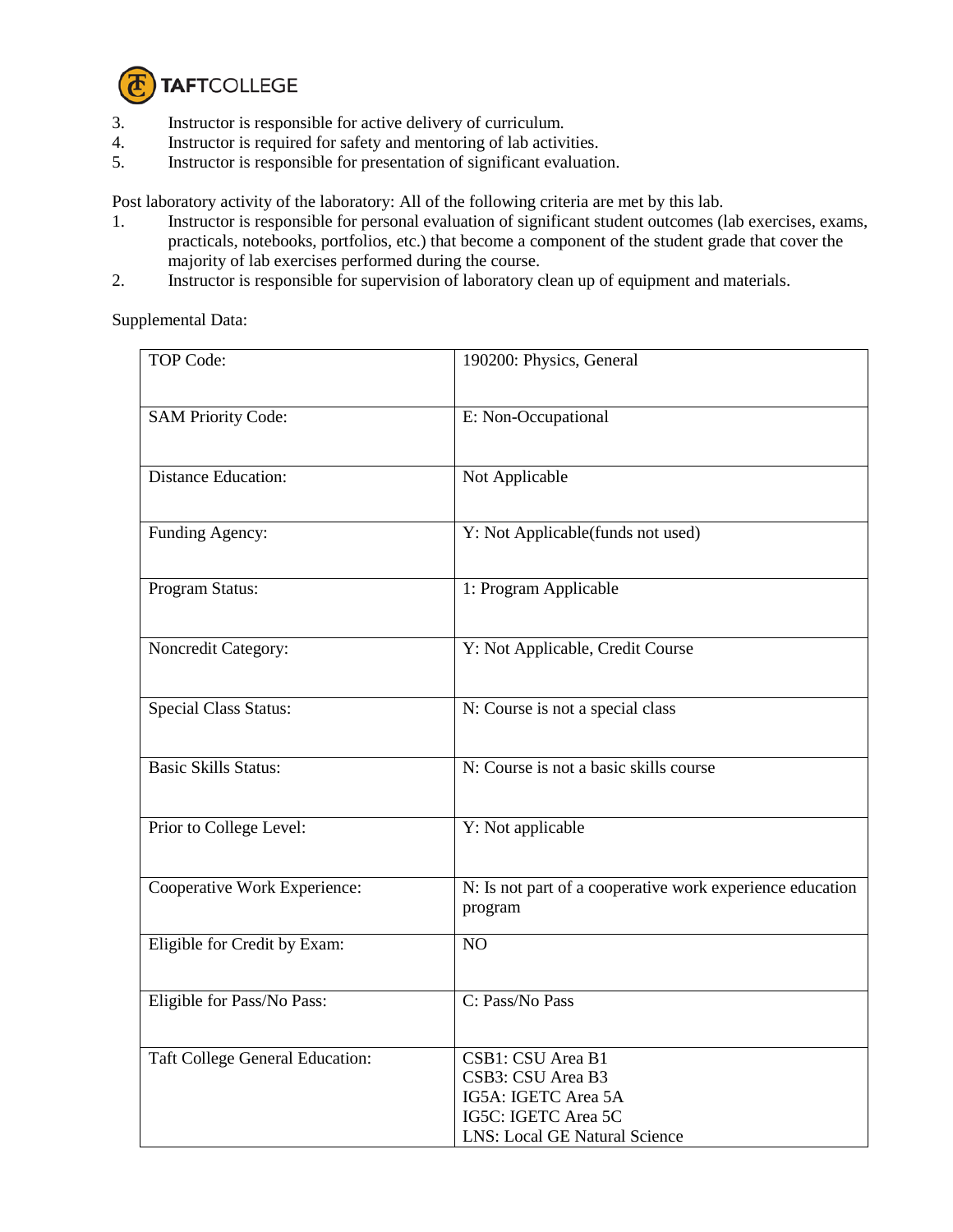3. Instructor is responsible for active delivery of curriculum.
4. Instructor is required for safety and mentoring of lab activities.
5. Instructor is responsible for presentation of significant evaluation.

Post laboratory activity of the laboratory: All of the following criteria are met by this lab.

1. Instructor is responsible for personal evaluation of significant student outcomes (lab exercises, exams, practicals, notebooks, portfolios, etc.) that become a component of the student grade that cover the majority of lab exercises performed during the course.
2. Instructor is responsible for supervision of laboratory clean up of equipment and materials.

Supplemental Data:

| | |
|---|---|
| TOP Code: | 190200: Physics, General |
| SAM Priority Code: | E: Non-Occupational |
| Distance Education: | Not Applicable |
| Funding Agency: | Y: Not Applicable(funds not used) |
| Program Status: | 1: Program Applicable |
| Noncredit Category: | Y: Not Applicable, Credit Course |
| Special Class Status: | N: Course is not a special class |
| Basic Skills Status: | N: Course is not a basic skills course |
| Prior to College Level: | Y: Not applicable |
| Cooperative Work Experience: | N: Is not part of a cooperative work experience education program |
| Eligible for Credit by Exam: | NO |
| Eligible for Pass/No Pass: | C: Pass/No Pass |
| Taft College General Education: | CSB1: CSU Area B1<br>CSB3: CSU Area B3<br>IG5A: IGETC Area 5A<br>IG5C: IGETC Area 5C<br>LNS: Local GE Natural Science |